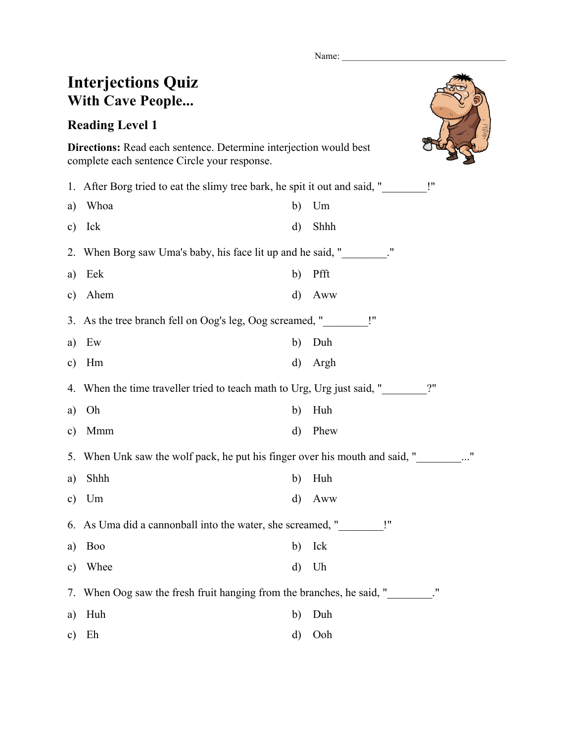Name: ___________________________________

# Interjections Quiz
## With Cave People...

### Reading Level 1

**Directions:** Read each sentence. Determine interjection would best complete each sentence Circle your response.

1. After Borg tried to eat the slimy tree bark, he spit it out and said, "________!"

a) Whoa
b) Um
c) Ick
d) Shhh

2. When Borg saw Uma's baby, his face lit up and he said, "________."

a) Eek
b) Pfft
c) Ahem
d) Aww

3. As the tree branch fell on Oog's leg, Oog screamed, "________!"

a) Ew
b) Duh
c) Hm
d) Argh

4. When the time traveller tried to teach math to Urg, Urg just said, "________?"

a) Oh
b) Huh
c) Mmm
d) Phew

5. When Unk saw the wolf pack, he put his finger over his mouth and said, "________..."

a) Shhh
b) Huh
c) Um
d) Aww

6. As Uma did a cannonball into the water, she screamed, "________!"

a) Boo
b) Ick
c) Whee
d) Uh

7. When Oog saw the fresh fruit hanging from the branches, he said, "________."

a) Huh
b) Duh
c) Eh
d) Ooh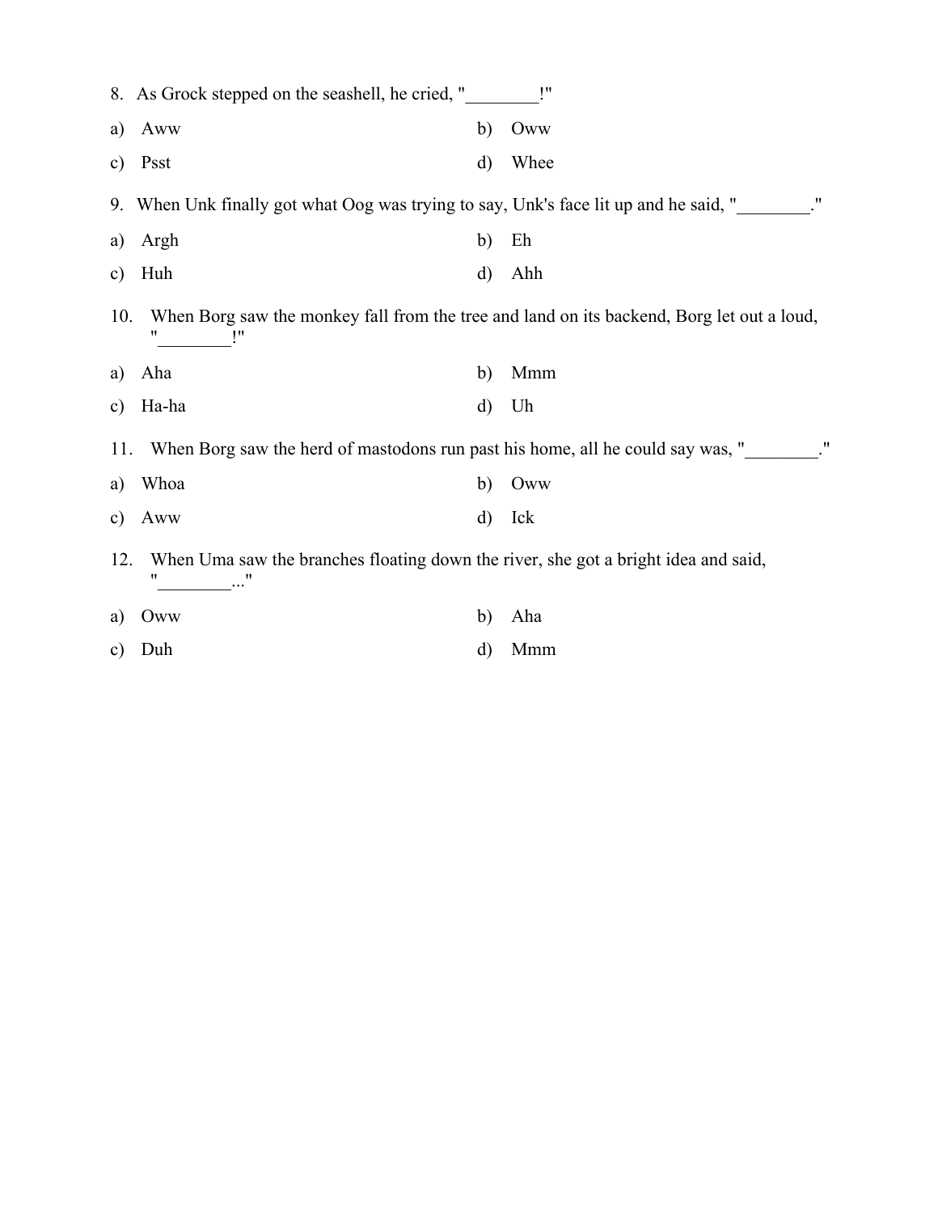8. As Grock stepped on the seashell, he cried, "________!"

a) Aww
b) Oww
c) Psst
d) Whee

9. When Unk finally got what Oog was trying to say, Unk's face lit up and he said, "________."

a) Argh
b) Eh
c) Huh
d) Ahh

10. When Borg saw the monkey fall from the tree and land on its backend, Borg let out a loud, "________!"

a) Aha
b) Mmm
c) Ha-ha
d) Uh

11. When Borg saw the herd of mastodons run past his home, all he could say was, "________."

a) Whoa
b) Oww
c) Aww
d) Ick

12. When Uma saw the branches floating down the river, she got a bright idea and said, "________..."

a) Oww
b) Aha
c) Duh
d) Mmm